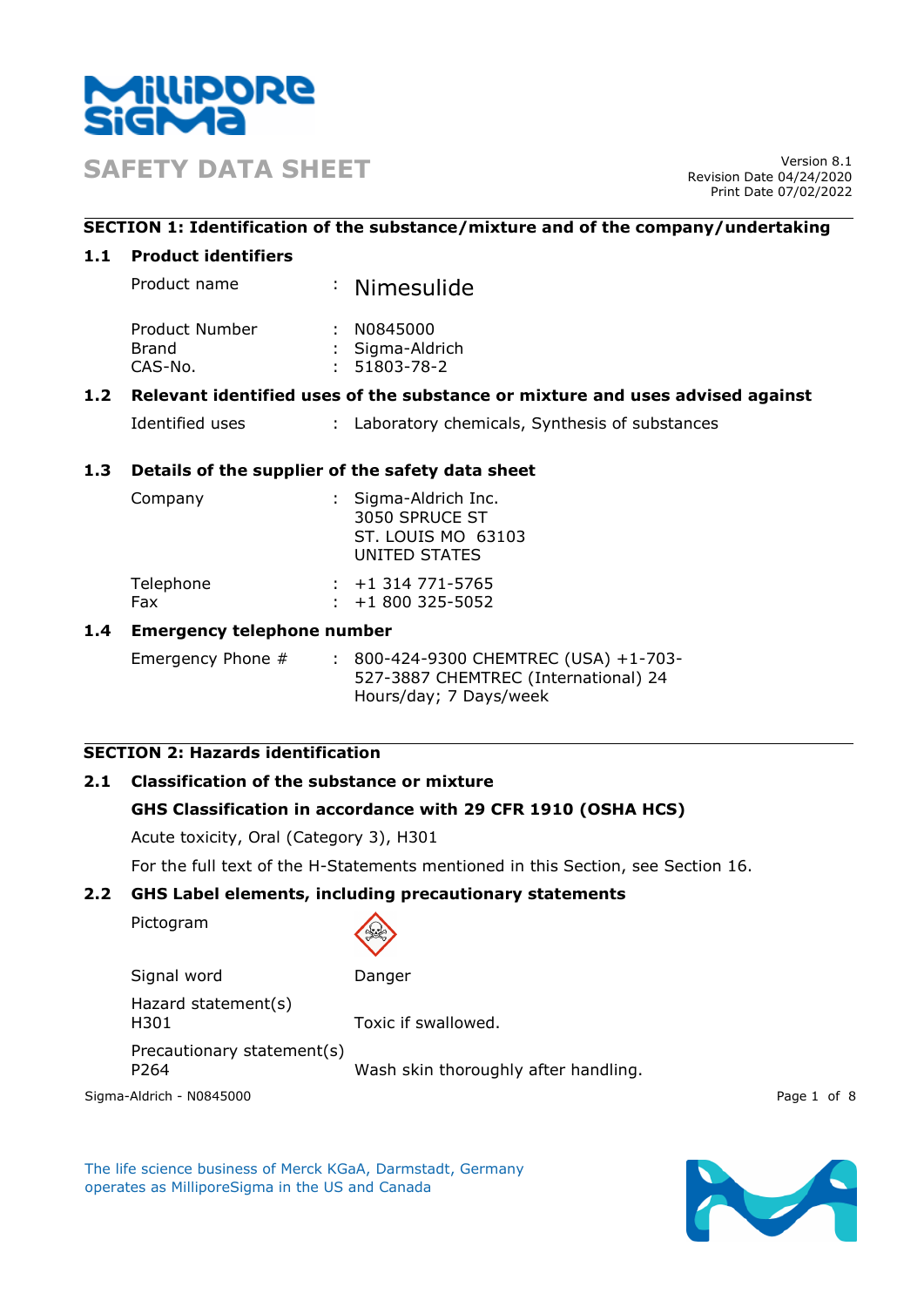# SAFETY DATA SHEET

Version 8.1
Revision Date 04/24/2020
Print Date 07/02/2022

## SECTION 1: Identification of the substance/mixture and of the company/undertaking

### 1.1 Product identifiers

Product name : Nimesulide

Product Number : N0845000
Brand : Sigma-Aldrich
CAS-No. : 51803-78-2

### 1.2 Relevant identified uses of the substance or mixture and uses advised against

Identified uses : Laboratory chemicals, Synthesis of substances

### 1.3 Details of the supplier of the safety data sheet

Company : Sigma-Aldrich Inc.
3050 SPRUCE ST
ST. LOUIS MO 63103
UNITED STATES

Telephone : +1 314 771-5765
Fax : +1 800 325-5052

### 1.4 Emergency telephone number

Emergency Phone # : 800-424-9300 CHEMTREC (USA) +1-703-527-3887 CHEMTREC (International) 24 Hours/day; 7 Days/week

## SECTION 2: Hazards identification

### 2.1 Classification of the substance or mixture

**GHS Classification in accordance with 29 CFR 1910 (OSHA HCS)**

Acute toxicity, Oral (Category 3), H301

For the full text of the H-Statements mentioned in this Section, see Section 16.

### 2.2 GHS Label elements, including precautionary statements

Pictogram

Signal word : Danger

Hazard statement(s)
H301 : Toxic if swallowed.

Precautionary statement(s)
P264 : Wash skin thoroughly after handling.

The life science business of Merck KGaA, Darmstadt, Germany operates as MilliporeSigma in the US and Canada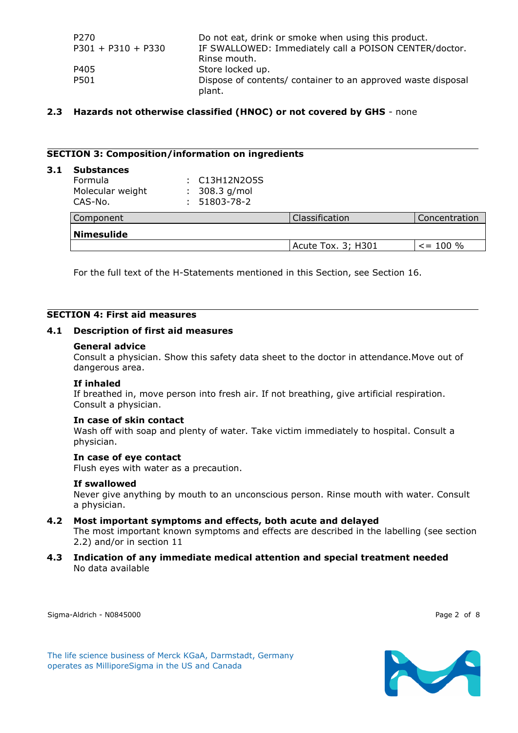| | |
|---|---|
| P270 | Do not eat, drink or smoke when using this product. |
| P301 + P310 + P330 | IF SWALLOWED: Immediately call a POISON CENTER/doctor. Rinse mouth. |
| P405 | Store locked up. |
| P501 | Dispose of contents/ container to an approved waste disposal plant. |

**2.3 Hazards not otherwise classified (HNOC) or not covered by GHS** - none

## SECTION 3: Composition/information on ingredients

### 3.1 Substances

Formula : $C_{13}H_{12}N_2O_5S$
Molecular weight : 308.3 g/mol
CAS-No. : 51803-78-2

| Component | Classification | Concentration |
|---|---|---|
| **Nimesulide** | | |
| | Acute Tox. 3; H301 | <= 100 % |

For the full text of the H-Statements mentioned in this Section, see Section 16.

## SECTION 4: First aid measures

### 4.1 Description of first aid measures

**General advice**
Consult a physician. Show this safety data sheet to the doctor in attendance.Move out of dangerous area.

**If inhaled**
If breathed in, move person into fresh air. If not breathing, give artificial respiration. Consult a physician.

**In case of skin contact**
Wash off with soap and plenty of water. Take victim immediately to hospital. Consult a physician.

**In case of eye contact**
Flush eyes with water as a precaution.

**If swallowed**
Never give anything by mouth to an unconscious person. Rinse mouth with water. Consult a physician.

### 4.2 Most important symptoms and effects, both acute and delayed

The most important known symptoms and effects are described in the labelling (see section 2.2) and/or in section 11

### 4.3 Indication of any immediate medical attention and special treatment needed

No data available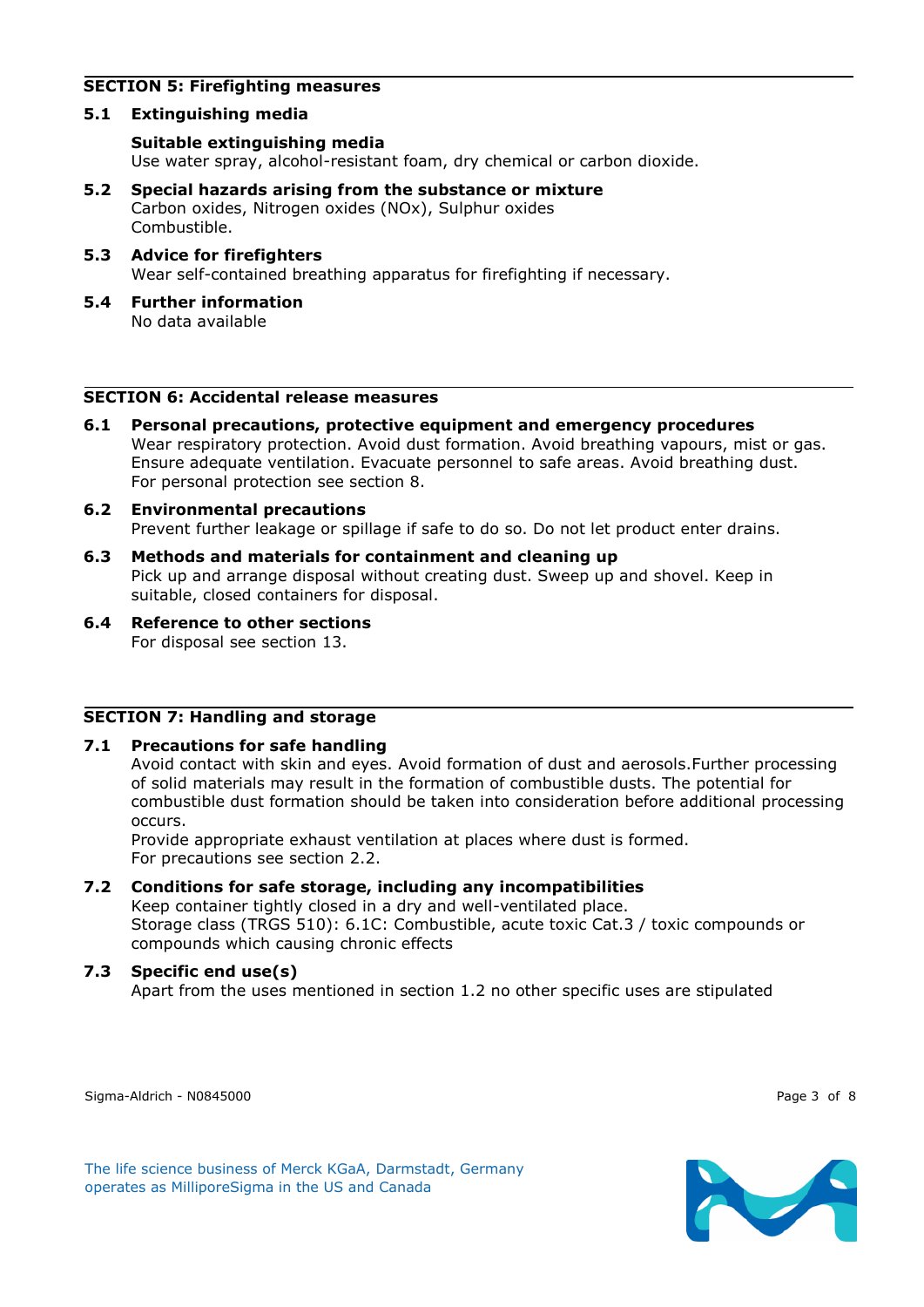## SECTION 5: Firefighting measures

### 5.1 Extinguishing media

**Suitable extinguishing media**
Use water spray, alcohol-resistant foam, dry chemical or carbon dioxide.

### 5.2 Special hazards arising from the substance or mixture

Carbon oxides, Nitrogen oxides (NOx), Sulphur oxides
Combustible.

### 5.3 Advice for firefighters

Wear self-contained breathing apparatus for firefighting if necessary.

### 5.4 Further information

No data available

## SECTION 6: Accidental release measures

### 6.1 Personal precautions, protective equipment and emergency procedures

Wear respiratory protection. Avoid dust formation. Avoid breathing vapours, mist or gas. Ensure adequate ventilation. Evacuate personnel to safe areas. Avoid breathing dust. For personal protection see section 8.

### 6.2 Environmental precautions

Prevent further leakage or spillage if safe to do so. Do not let product enter drains.

### 6.3 Methods and materials for containment and cleaning up

Pick up and arrange disposal without creating dust. Sweep up and shovel. Keep in suitable, closed containers for disposal.

### 6.4 Reference to other sections

For disposal see section 13.

## SECTION 7: Handling and storage

### 7.1 Precautions for safe handling

Avoid contact with skin and eyes. Avoid formation of dust and aerosols.Further processing of solid materials may result in the formation of combustible dusts. The potential for combustible dust formation should be taken into consideration before additional processing occurs.
Provide appropriate exhaust ventilation at places where dust is formed.
For precautions see section 2.2.

### 7.2 Conditions for safe storage, including any incompatibilities

Keep container tightly closed in a dry and well-ventilated place.
Storage class (TRGS 510): 6.1C: Combustible, acute toxic Cat.3 / toxic compounds or compounds which causing chronic effects

### 7.3 Specific end use(s)

Apart from the uses mentioned in section 1.2 no other specific uses are stipulated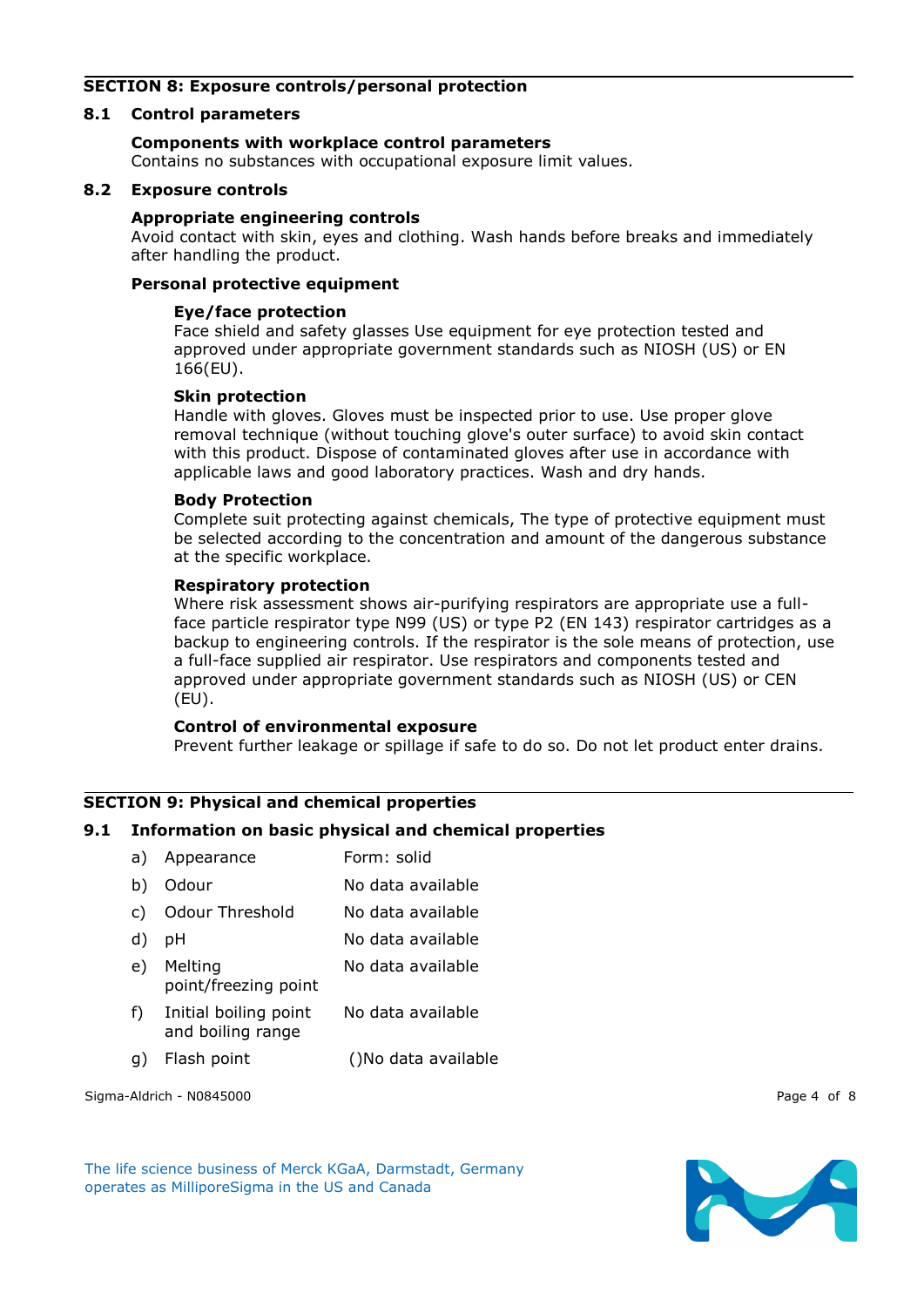## SECTION 8: Exposure controls/personal protection

### 8.1 Control parameters

**Components with workplace control parameters**
Contains no substances with occupational exposure limit values.

### 8.2 Exposure controls

**Appropriate engineering controls**
Avoid contact with skin, eyes and clothing. Wash hands before breaks and immediately after handling the product.

**Personal protective equipment**

**Eye/face protection**
Face shield and safety glasses Use equipment for eye protection tested and approved under appropriate government standards such as NIOSH (US) or EN 166(EU).

**Skin protection**
Handle with gloves. Gloves must be inspected prior to use. Use proper glove removal technique (without touching glove's outer surface) to avoid skin contact with this product. Dispose of contaminated gloves after use in accordance with applicable laws and good laboratory practices. Wash and dry hands.

**Body Protection**
Complete suit protecting against chemicals, The type of protective equipment must be selected according to the concentration and amount of the dangerous substance at the specific workplace.

**Respiratory protection**
Where risk assessment shows air-purifying respirators are appropriate use a full-face particle respirator type N99 (US) or type P2 (EN 143) respirator cartridges as a backup to engineering controls. If the respirator is the sole means of protection, use a full-face supplied air respirator. Use respirators and components tested and approved under appropriate government standards such as NIOSH (US) or CEN (EU).

**Control of environmental exposure**
Prevent further leakage or spillage if safe to do so. Do not let product enter drains.

## SECTION 9: Physical and chemical properties

### 9.1 Information on basic physical and chemical properties

| | | |
|---|---|---|
| a) | Appearance | Form: solid |
| b) | Odour | No data available |
| c) | Odour Threshold | No data available |
| d) | pH | No data available |
| e) | Melting point/freezing point | No data available |
| f) | Initial boiling point and boiling range | No data available |
| g) | Flash point | ()No data available |

Sigma-Aldrich - N0845000

The life science business of Merck KGaA, Darmstadt, Germany operates as MilliporeSigma in the US and Canada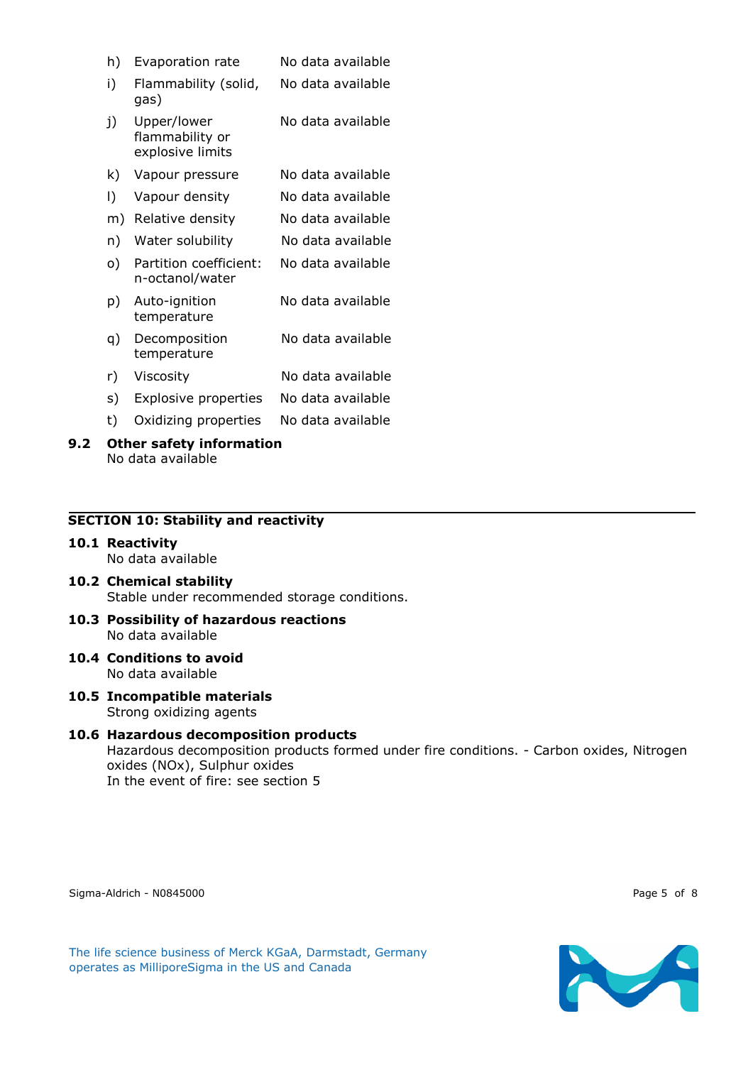| | | |
|---|---|---|
| h) | Evaporation rate | No data available |
| i) | Flammability (solid, gas) | No data available |
| j) | Upper/lower flammability or explosive limits | No data available |
| k) | Vapour pressure | No data available |
| l) | Vapour density | No data available |
| m) | Relative density | No data available |
| n) | Water solubility | No data available |
| o) | Partition coefficient: n-octanol/water | No data available |
| p) | Auto-ignition temperature | No data available |
| q) | Decomposition temperature | No data available |
| r) | Viscosity | No data available |
| s) | Explosive properties | No data available |
| t) | Oxidizing properties | No data available |

**9.2 Other safety information**
No data available

## SECTION 10: Stability and reactivity

**10.1 Reactivity**
No data available

**10.2 Chemical stability**
Stable under recommended storage conditions.

**10.3 Possibility of hazardous reactions**
No data available

**10.4 Conditions to avoid**
No data available

**10.5 Incompatible materials**
Strong oxidizing agents

**10.6 Hazardous decomposition products**
Hazardous decomposition products formed under fire conditions. - Carbon oxides, Nitrogen oxides (NOx), Sulphur oxides
In the event of fire: see section 5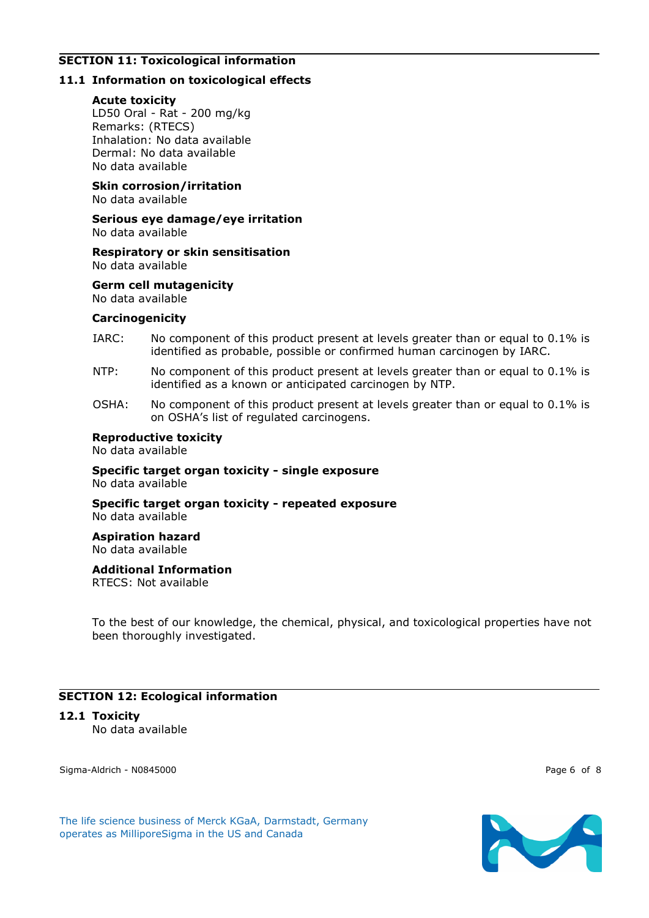## SECTION 11: Toxicological information

### 11.1 Information on toxicological effects

**Acute toxicity**
LD50 Oral - Rat - 200 mg/kg
Remarks: (RTECS)
Inhalation: No data available
Dermal: No data available
No data available

**Skin corrosion/irritation**
No data available

**Serious eye damage/eye irritation**
No data available

**Respiratory or skin sensitisation**
No data available

**Germ cell mutagenicity**
No data available

**Carcinogenicity**

IARC: No component of this product present at levels greater than or equal to 0.1% is identified as probable, possible or confirmed human carcinogen by IARC.

NTP: No component of this product present at levels greater than or equal to 0.1% is identified as a known or anticipated carcinogen by NTP.

OSHA: No component of this product present at levels greater than or equal to 0.1% is on OSHA's list of regulated carcinogens.

**Reproductive toxicity**
No data available

**Specific target organ toxicity - single exposure**
No data available

**Specific target organ toxicity - repeated exposure**
No data available

**Aspiration hazard**
No data available

**Additional Information**
RTECS: Not available

To the best of our knowledge, the chemical, physical, and toxicological properties have not been thoroughly investigated.

## SECTION 12: Ecological information

### 12.1 Toxicity
No data available

Sigma-Aldrich - N0845000

The life science business of Merck KGaA, Darmstadt, Germany operates as MilliporeSigma in the US and Canada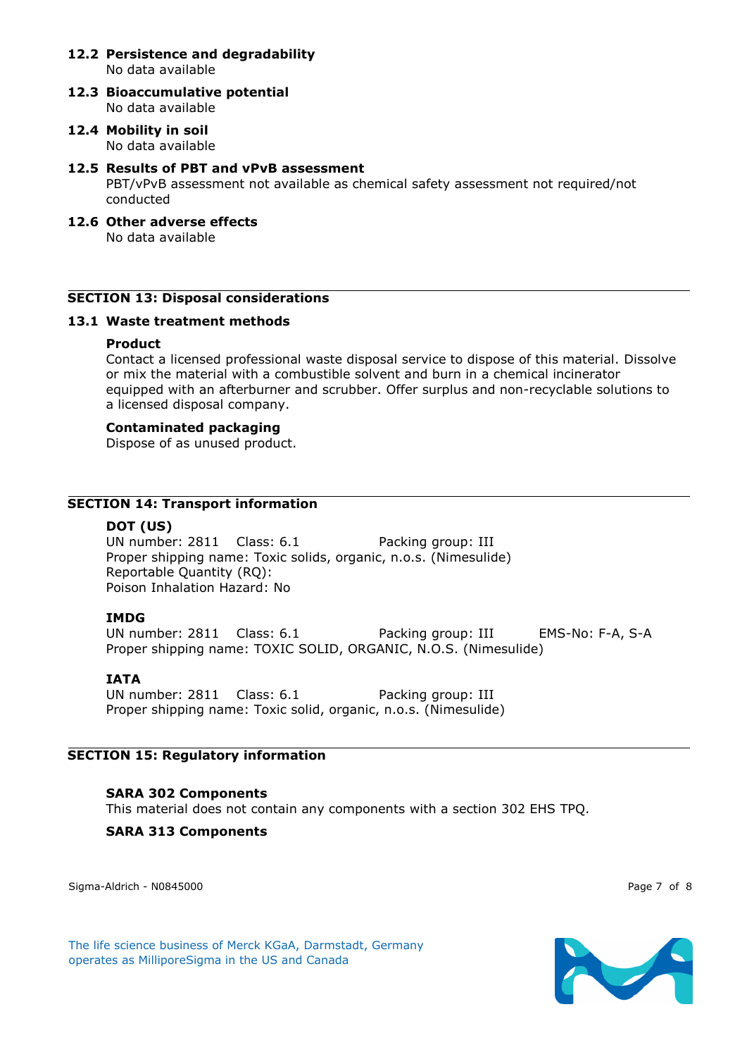### 12.2 Persistence and degradability
No data available

### 12.3 Bioaccumulative potential
No data available

### 12.4 Mobility in soil
No data available

### 12.5 Results of PBT and vPvB assessment
PBT/vPvB assessment not available as chemical safety assessment not required/not conducted

### 12.6 Other adverse effects
No data available

## SECTION 13: Disposal considerations

### 13.1 Waste treatment methods

**Product**
Contact a licensed professional waste disposal service to dispose of this material. Dissolve or mix the material with a combustible solvent and burn in a chemical incinerator equipped with an afterburner and scrubber. Offer surplus and non-recyclable solutions to a licensed disposal company.

**Contaminated packaging**
Dispose of as unused product.

## SECTION 14: Transport information

**DOT (US)**
UN number: 2811 Class: 6.1 Packing group: III
Proper shipping name: Toxic solids, organic, n.o.s. (Nimesulide)
Reportable Quantity (RQ):
Poison Inhalation Hazard: No

**IMDG**
UN number: 2811 Class: 6.1 Packing group: III EMS-No: F-A, S-A
Proper shipping name: TOXIC SOLID, ORGANIC, N.O.S. (Nimesulide)

**IATA**
UN number: 2811 Class: 6.1 Packing group: III
Proper shipping name: Toxic solid, organic, n.o.s. (Nimesulide)

## SECTION 15: Regulatory information

**SARA 302 Components**
This material does not contain any components with a section 302 EHS TPQ.

**SARA 313 Components**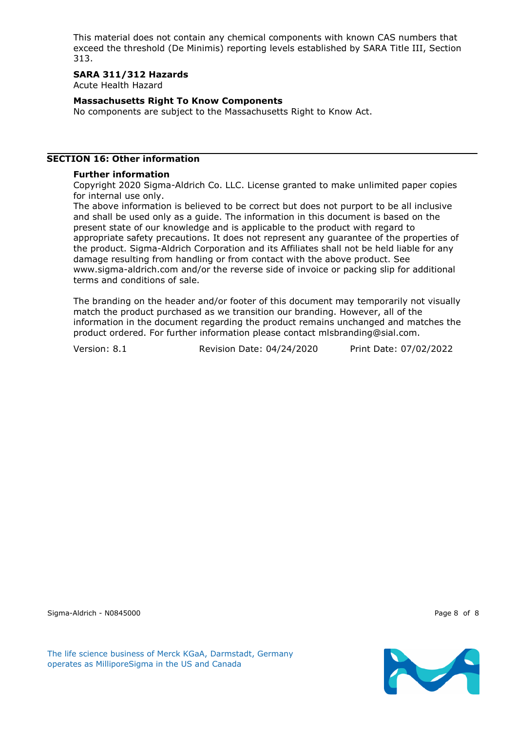This material does not contain any chemical components with known CAS numbers that exceed the threshold (De Minimis) reporting levels established by SARA Title III, Section 313.

**SARA 311/312 Hazards**

Acute Health Hazard

**Massachusetts Right To Know Components**

No components are subject to the Massachusetts Right to Know Act.

## SECTION 16: Other information

**Further information**

Copyright 2020 Sigma-Aldrich Co. LLC. License granted to make unlimited paper copies for internal use only.
The above information is believed to be correct but does not purport to be all inclusive and shall be used only as a guide. The information in this document is based on the present state of our knowledge and is applicable to the product with regard to appropriate safety precautions. It does not represent any guarantee of the properties of the product. Sigma-Aldrich Corporation and its Affiliates shall not be held liable for any damage resulting from handling or from contact with the above product. See www.sigma-aldrich.com and/or the reverse side of invoice or packing slip for additional terms and conditions of sale.

The branding on the header and/or footer of this document may temporarily not visually match the product purchased as we transition our branding. However, all of the information in the document regarding the product remains unchanged and matches the product ordered. For further information please contact mlsbranding@sial.com.

Version: 8.1 Revision Date: 04/24/2020 Print Date: 07/02/2022